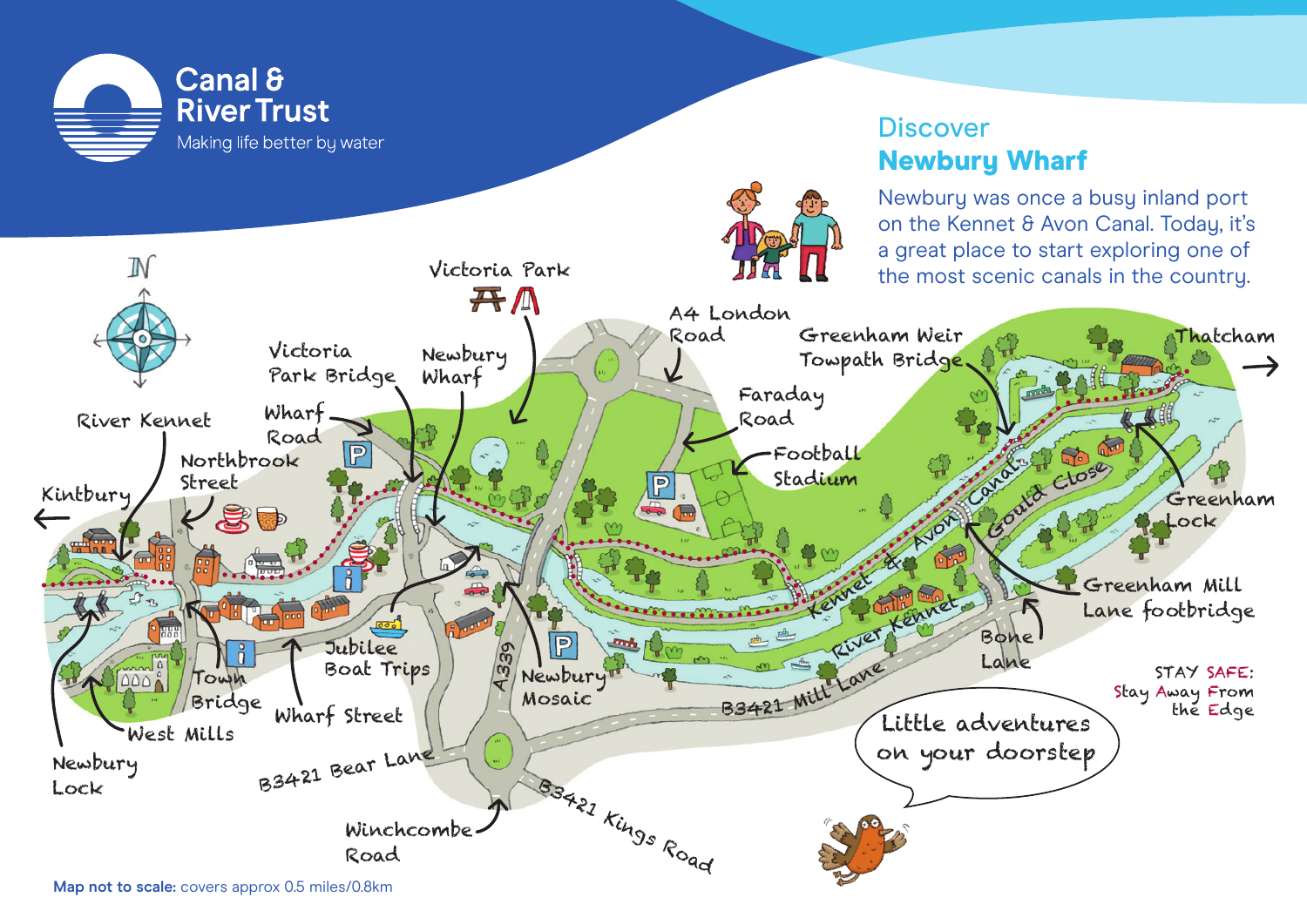Canal & River Trust

Making life better by water

# Discover Newbury Wharf

Newbury was once a busy inland port on the Kennet & Avon Canal. Today, it's a great place to start exploring one of the most scenic canals in the country.

N

Victoria Park

A4 London Road

Greenham Weir Towpath Bridge

Thatcham

Victoria Park Bridge

Newbury Wharf

Faraday Road

Wharf Road

River Kennet

Northbrook Street

Football Stadium

Kintbury

Kennet & Avon Canal

Gould Close

Greenham Lock

River Kennet

Greenham Mill Lane footbridge

Bone Lane

Jubilee Boat Trips

A339

Newbury Mosaic

B3421 Mill Lane

Town Bridge

Wharf Street

West Mills

STAY SAFE: Stay Away From the Edge

Little adventures on your doorstep

Newbury Lock

B3421 Bear Lane

Winchcombe Road

B3421 Kings Road

**Map not to scale:** covers approx 0.5 miles/0.8km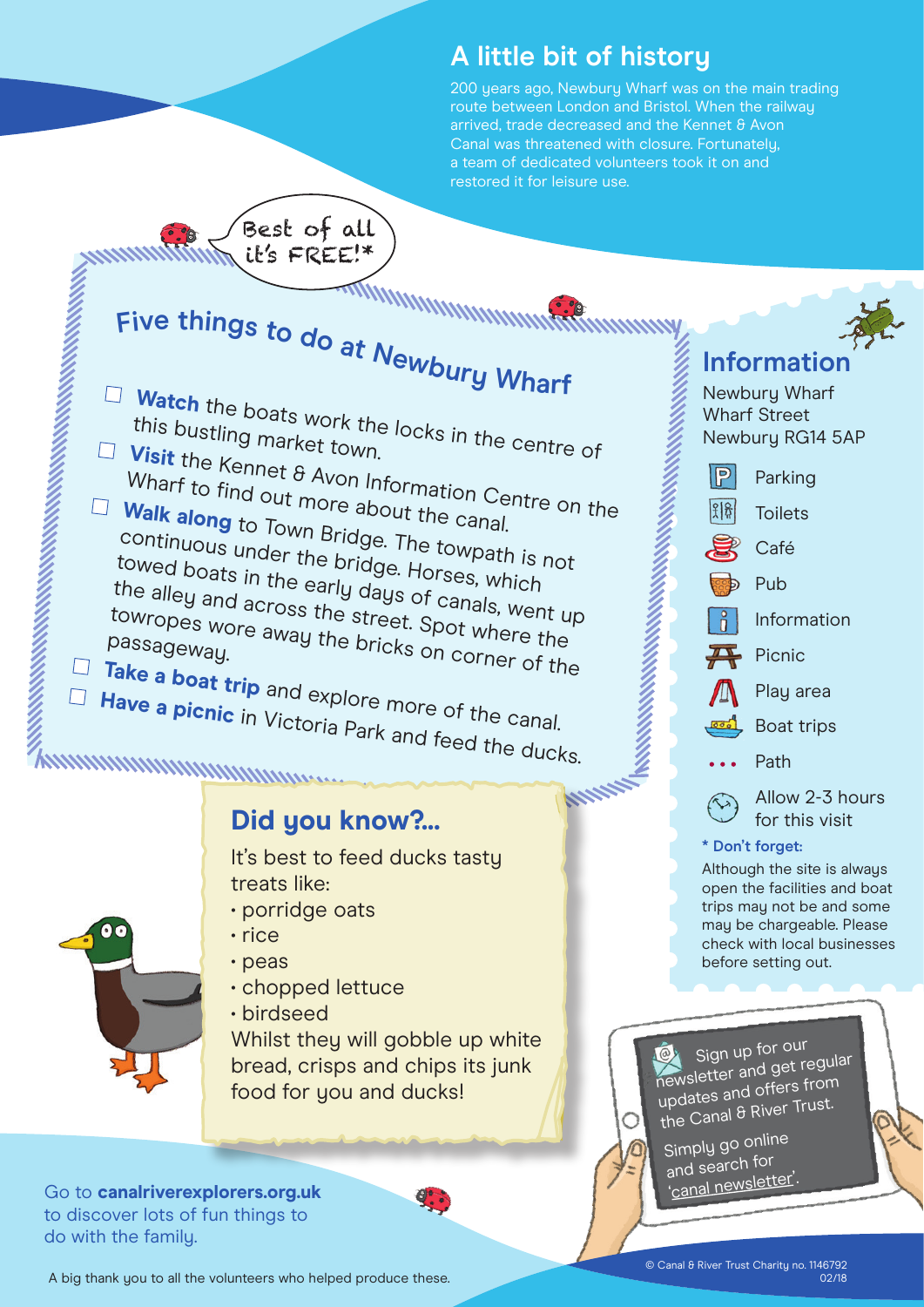## A little bit of history

200 years ago, Newbury Wharf was on the main trading route between London and Bristol. When the railway arrived, trade decreased and the Kennet & Avon Canal was threatened with closure. Fortunately, a team of dedicated volunteers took it on and restored it for leisure use.

Best of all it's FREE!*

## Five things to do at Newbury Wharf

- ☐ **Watch** the boats work the locks in the centre of this bustling market town.
- ☐ **Visit** the Kennet & Avon Information Centre on the Wharf to find out more about the canal.
- ☐ **Walk along** to Town Bridge. The towpath is not continuous under the bridge. Horses, which towed boats in the early days of canals, went up the alley and across the street. Spot where the towropes wore away the bricks on corner of the passageway.
- ☐ **Take a boat trip** and explore more of the canal.
- ☐ **Have a picnic** in Victoria Park and feed the ducks.

## Did you know?...

It's best to feed ducks tasty treats like:

- porridge oats
- rice
- peas
- chopped lettuce
- birdseed

Whilst they will gobble up white bread, crisps and chips its junk food for you and ducks!

## Information

Newbury Wharf
Wharf Street
Newbury RG14 5AP

- Parking
- Toilets
- Café
- Pub
- Information
- Picnic
- Play area
- Boat trips
- Path
- Allow 2-3 hours for this visit

**\* Don't forget:**

Although the site is always open the facilities and boat trips may not be and some may be chargeable. Please check with local businesses before setting out.

Sign up for our newsletter and get regular updates and offers from the Canal & River Trust.

Simply go online and search for 'canal newsletter'.

Go to **canalriverexplorers.org.uk** to discover lots of fun things to do with the family.

A big thank you to all the volunteers who helped produce these.

© Canal & River Trust Charity no. 1146792
02/18